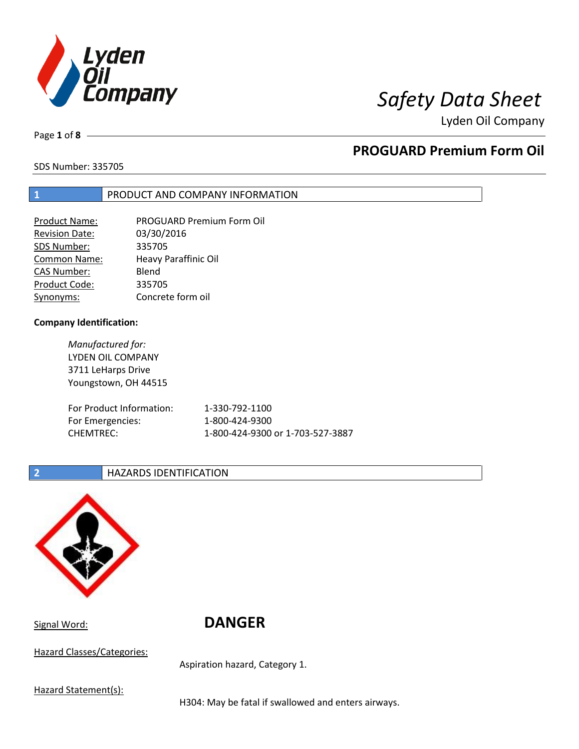# Safety Data Sheet

Lyden Oil Company

## PROGUARD Premium Form Oil

SDS Number: 335705

## 1 PRODUCT AND COMPANY INFORMATION

| | |
|---|---|
| Product Name: | PROGUARD Premium Form Oil |
| Revision Date: | 03/30/2016 |
| SDS Number: | 335705 |
| Common Name: | Heavy Paraffinic Oil |
| CAS Number: | Blend |
| Product Code: | 335705 |
| Synonyms: | Concrete form oil |

**Company Identification:**

*Manufactured for:*
LYDEN OIL COMPANY
3711 LeHarps Drive
Youngstown, OH 44515

| | |
|---|---|
| For Product Information: | 1-330-792-1100 |
| For Emergencies: | 1-800-424-9300 |
| CHEMTREC: | 1-800-424-9300 or 1-703-527-3887 |

## 2 HAZARDS IDENTIFICATION

Signal Word: **DANGER**

Hazard Classes/Categories:

Aspiration hazard, Category 1.

Hazard Statement(s):

H304: May be fatal if swallowed and enters airways.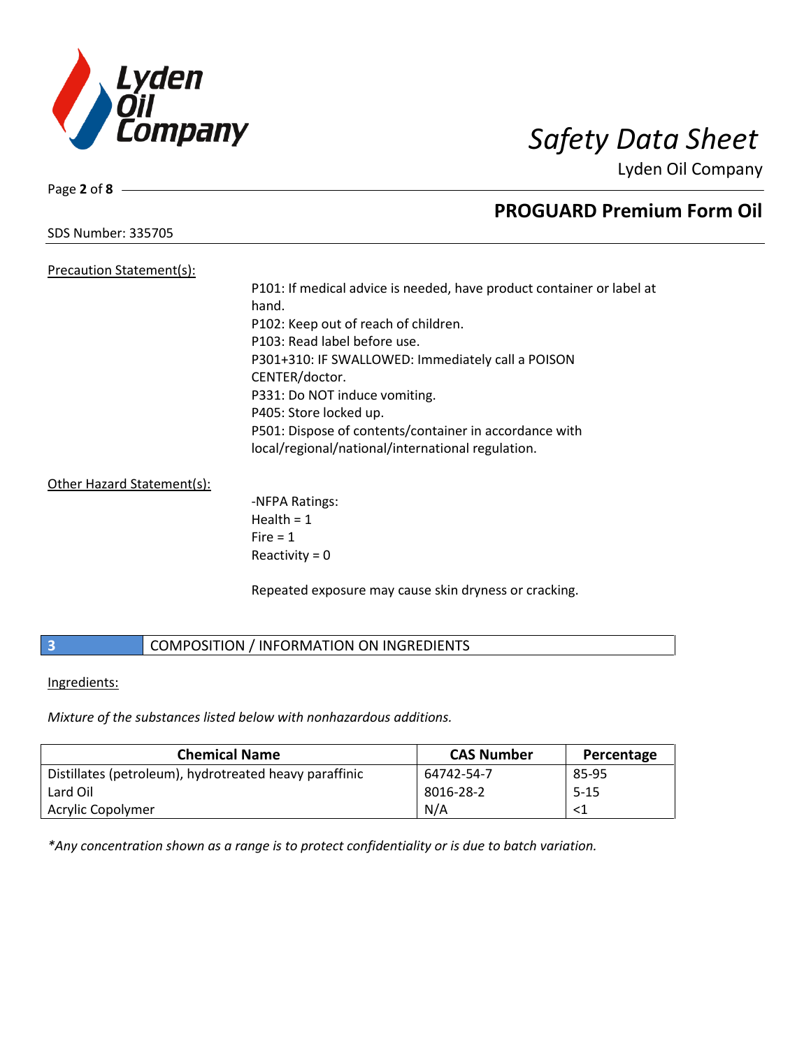Precation Statement(s):

P101: If medical advice is needed, have product container or label at hand.
P102: Keep out of reach of children.
P103: Read label before use.
P301+310: IF SWALLOWED: Immediately call a POISON CENTER/doctor.
P331: Do NOT induce vomiting.
P405: Store locked up.
P501: Dispose of contents/container in accordance with local/regional/national/international regulation.

Other Hazard Statement(s):

-NFPA Ratings:
Health = 1
Fire = 1
Reactivity = 0

Repeated exposure may cause skin dryness or cracking.

## 3 COMPOSITION / INFORMATION ON INGREDIENTS

Ingredients:

*Mixture of the substances listed below with nonhazardous additions.*

| Chemical Name | CAS Number | Percentage |
|---|---|---|
| Distillates (petroleum), hydrotreated heavy paraffinic | 64742-54-7 | 85-95 |
| Lard Oil | 8016-28-2 | 5-15 |
| Acrylic Copolymer | N/A | <1 |

*\*Any concentration shown as a range is to protect confidentiality or is due to batch variation.*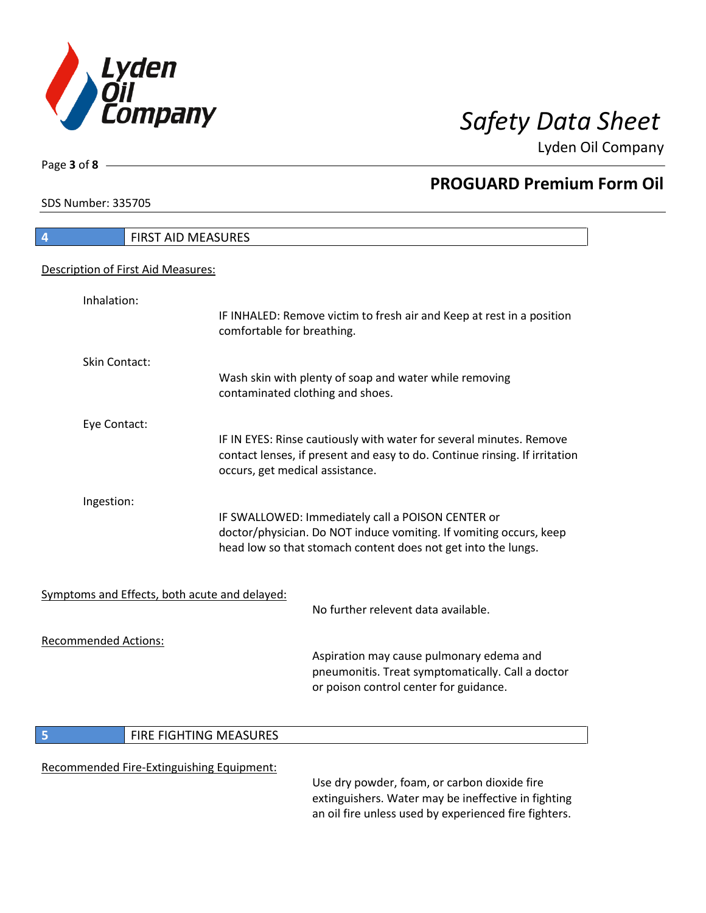## 4 FIRST AID MEASURES

Description of First Aid Measures:

Inhalation:

IF INHALED: Remove victim to fresh air and Keep at rest in a position comfortable for breathing.

Skin Contact:

Wash skin with plenty of soap and water while removing contaminated clothing and shoes.

Eye Contact:

IF IN EYES: Rinse cautiously with water for several minutes. Remove contact lenses, if present and easy to do. Continue rinsing. If irritation occurs, get medical assistance.

Ingestion:

IF SWALLOWED: Immediately call a POISON CENTER or doctor/physician. Do NOT induce vomiting. If vomiting occurs, keep head low so that stomach content does not get into the lungs.

Symptoms and Effects, both acute and delayed:

No further relevent data available.

Recommended Actions:

Aspiration may cause pulmonary edema and pneumonitis. Treat symptomatically. Call a doctor or poison control center for guidance.

## 5 FIRE FIGHTING MEASURES

Recommended Fire-Extinguishing Equipment:

Use dry powder, foam, or carbon dioxide fire extinguishers. Water may be ineffective in fighting an oil fire unless used by experienced fire fighters.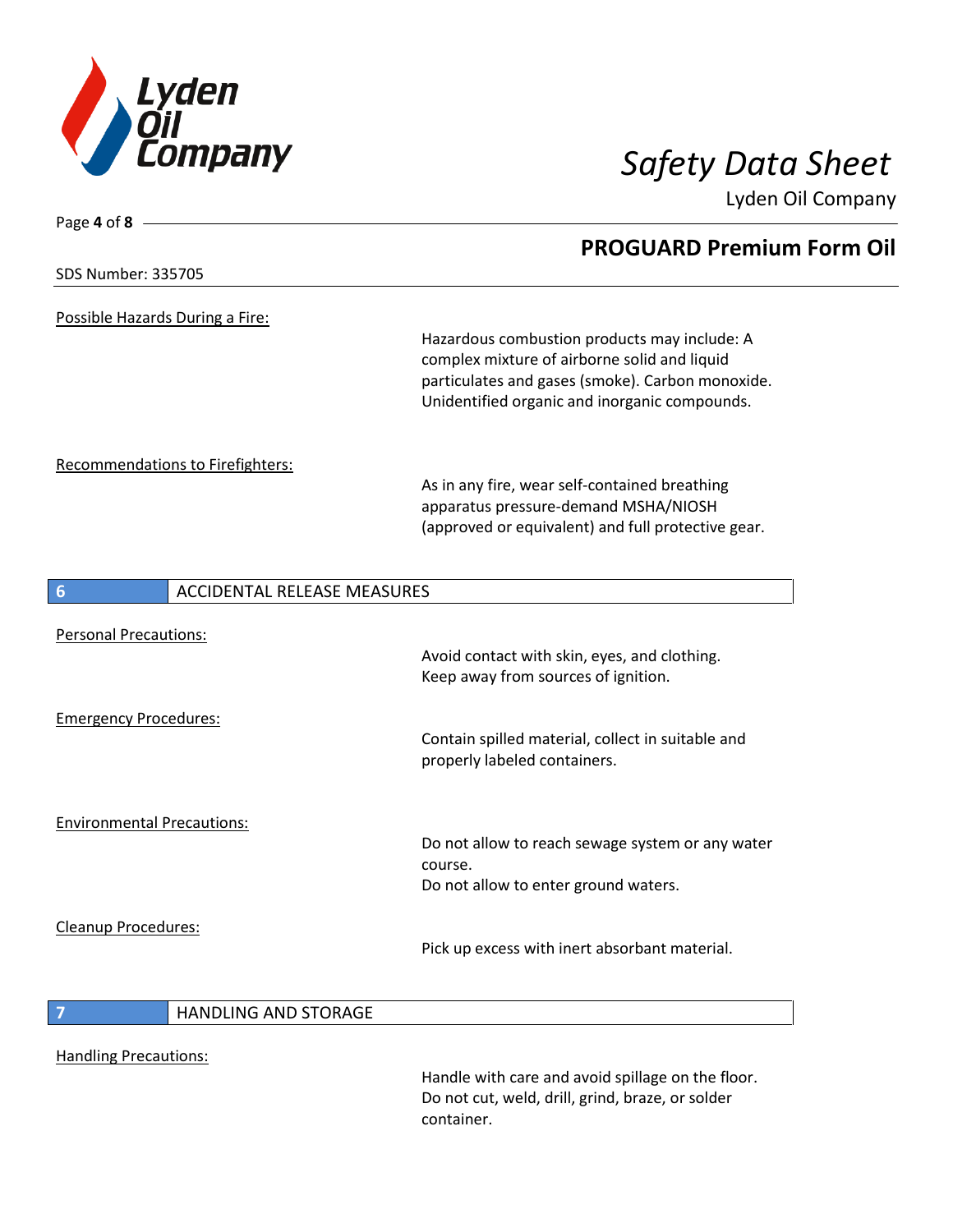Possible Hazards During a Fire:

Hazardous combustion products may include: A complex mixture of airborne solid and liquid particulates and gases (smoke). Carbon monoxide. Unidentified organic and inorganic compounds.

Recommendations to Firefighters:

As in any fire, wear self-contained breathing apparatus pressure-demand MSHA/NIOSH (approved or equivalent) and full protective gear.

## 6 ACCIDENTAL RELEASE MEASURES

Personal Precautions:

Avoid contact with skin, eyes, and clothing.
Keep away from sources of ignition.

Emergency Procedures:

Contain spilled material, collect in suitable and properly labeled containers.

Environmental Precautions:

Do not allow to reach sewage system or any water course.
Do not allow to enter ground waters.

Cleanup Procedures:

Pick up excess with inert absorbant material.

## 7 HANDLING AND STORAGE

Handling Precautions:

Handle with care and avoid spillage on the floor.
Do not cut, weld, drill, grind, braze, or solder container.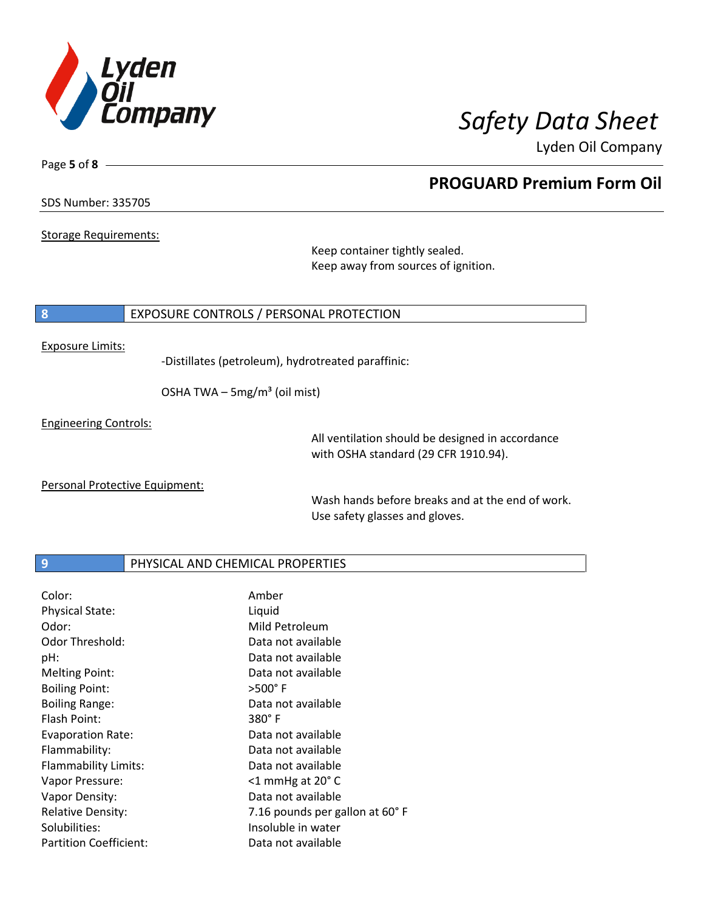SDS Number: 335705

Storage Requirements:

Keep container tightly sealed.
Keep away from sources of ignition.

## 8 EXPOSURE CONTROLS / PERSONAL PROTECTION

Exposure Limits:

-Distillates (petroleum), hydrotreated paraffinic:

OSHA TWA – 5mg/m³ (oil mist)

Engineering Controls:

All ventilation should be designed in accordance with OSHA standard (29 CFR 1910.94).

Personal Protective Equipment:

Wash hands before breaks and at the end of work.
Use safety glasses and gloves.

## 9 PHYSICAL AND CHEMICAL PROPERTIES

| | |
|---|---|
| Color: | Amber |
| Physical State: | Liquid |
| Odor: | Mild Petroleum |
| Odor Threshold: | Data not available |
| pH: | Data not available |
| Melting Point: | Data not available |
| Boiling Point: | >500° F |
| Boiling Range: | Data not available |
| Flash Point: | 380° F |
| Evaporation Rate: | Data not available |
| Flammability: | Data not available |
| Flammability Limits: | Data not available |
| Vapor Pressure: | <1 mmHg at 20° C |
| Vapor Density: | Data not available |
| Relative Density: | 7.16 pounds per gallon at 60° F |
| Solubilities: | Insoluble in water |
| Partition Coefficient: | Data not available |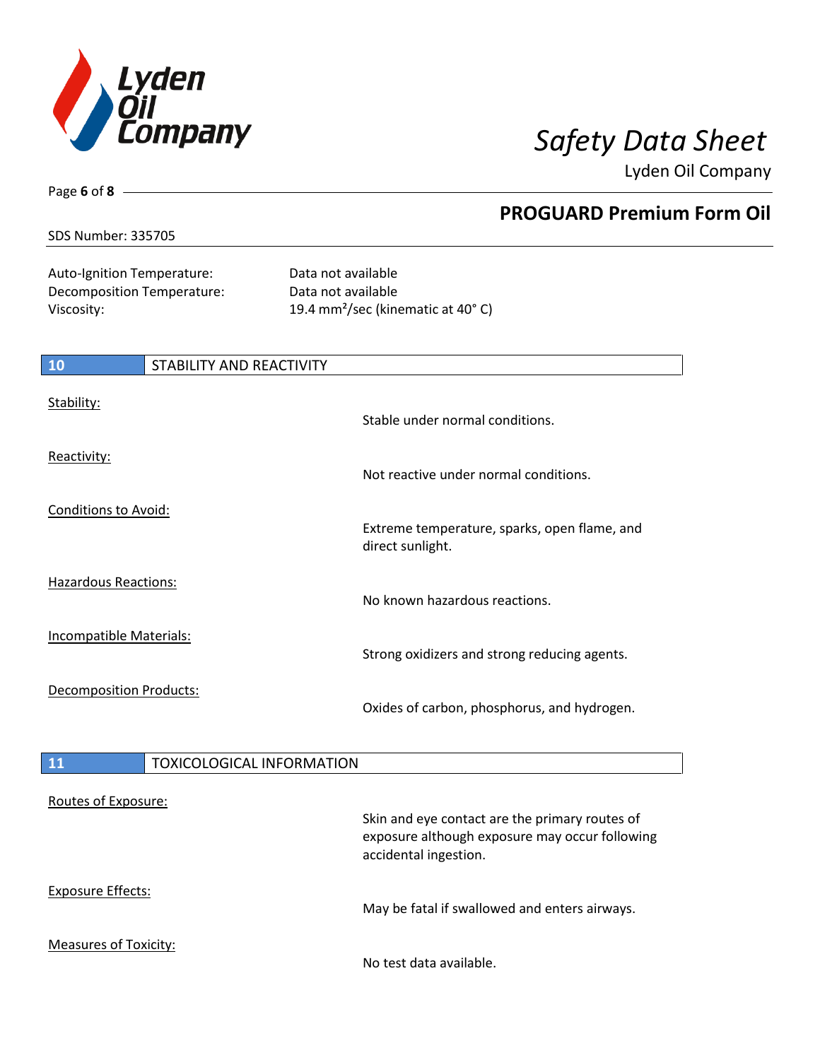SDS Number: 335705

| | |
|---|---|
| Auto-Ignition Temperature: | Data not available |
| Decomposition Temperature: | Data not available |
| Viscosity: | 19.4 $mm^2$/sec (kinematic at 40° C) |

## 10 STABILITY AND REACTIVITY

Stability:
Stable under normal conditions.

Reactivity:
Not reactive under normal conditions.

Conditions to Avoid:
Extreme temperature, sparks, open flame, and direct sunlight.

Hazardous Reactions:
No known hazardous reactions.

Incompatible Materials:
Strong oxidizers and strong reducing agents.

Decomposition Products:
Oxides of carbon, phosphorus, and hydrogen.

## 11 TOXICOLOGICAL INFORMATION

Routes of Exposure:
Skin and eye contact are the primary routes of exposure although exposure may occur following accidental ingestion.

Exposure Effects:
May be fatal if swallowed and enters airways.

Measures of Toxicity:
No test data available.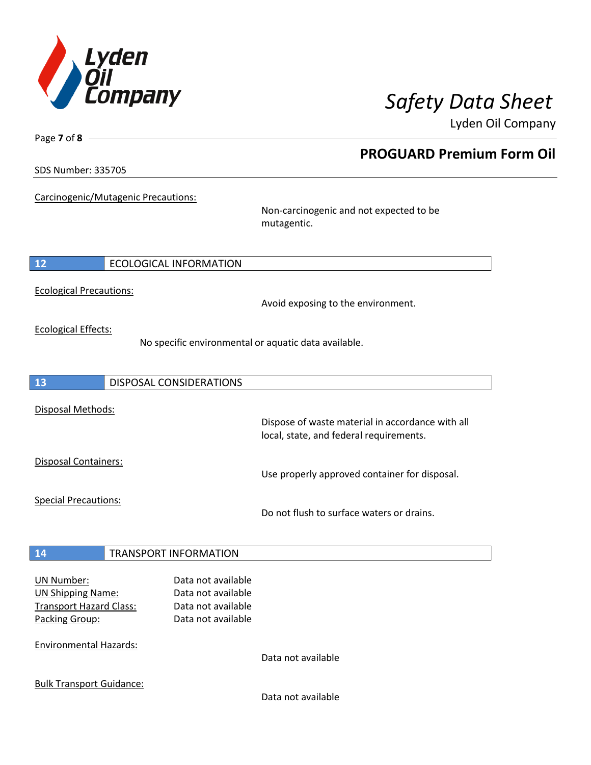Carcinogenic/Mutagenic Precautions:

Non-carcinogenic and not expected to be mutagentic.

## 12 ECOLOGICAL INFORMATION

Ecological Precautions:

Avoid exposing to the environment.

Ecological Effects:

No specific environmental or aquatic data available.

## 13 DISPOSAL CONSIDERATIONS

Disposal Methods:

Dispose of waste material in accordance with all local, state, and federal requirements.

Disposal Containers:

Use properly approved container for disposal.

Special Precautions:

Do not flush to surface waters or drains.

## 14 TRANSPORT INFORMATION

UN Number: Data not available
UN Shipping Name: Data not available
Transport Hazard Class: Data not available
Packing Group: Data not available

Environmental Hazards:

Data not available

Bulk Transport Guidance:

Data not available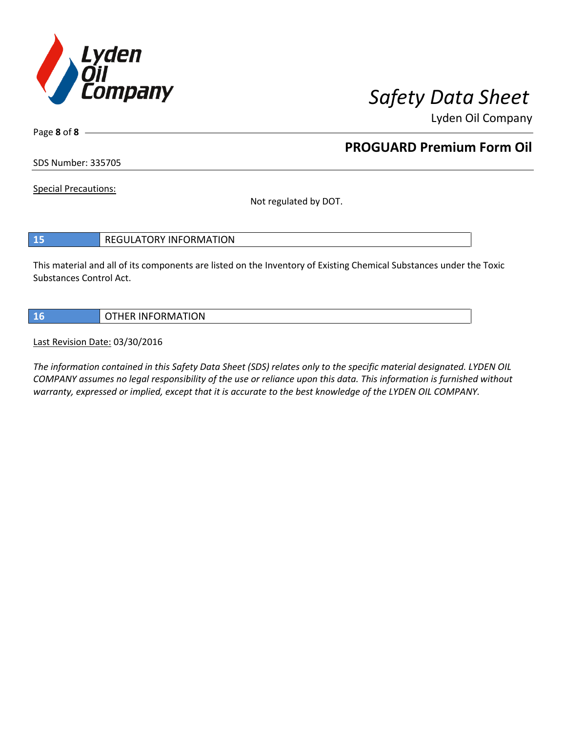Special Precautions:

Not regulated by DOT.

## 15 REGULATORY INFORMATION

This material and all of its components are listed on the Inventory of Existing Chemical Substances under the Toxic Substances Control Act.

## 16 OTHER INFORMATION

Last Revision Date: 03/30/2016

*The information contained in this Safety Data Sheet (SDS) relates only to the specific material designated. LYDEN OIL COMPANY assumes no legal responsibility of the use or reliance upon this data. This information is furnished without warranty, expressed or implied, except that it is accurate to the best knowledge of the LYDEN OIL COMPANY.*